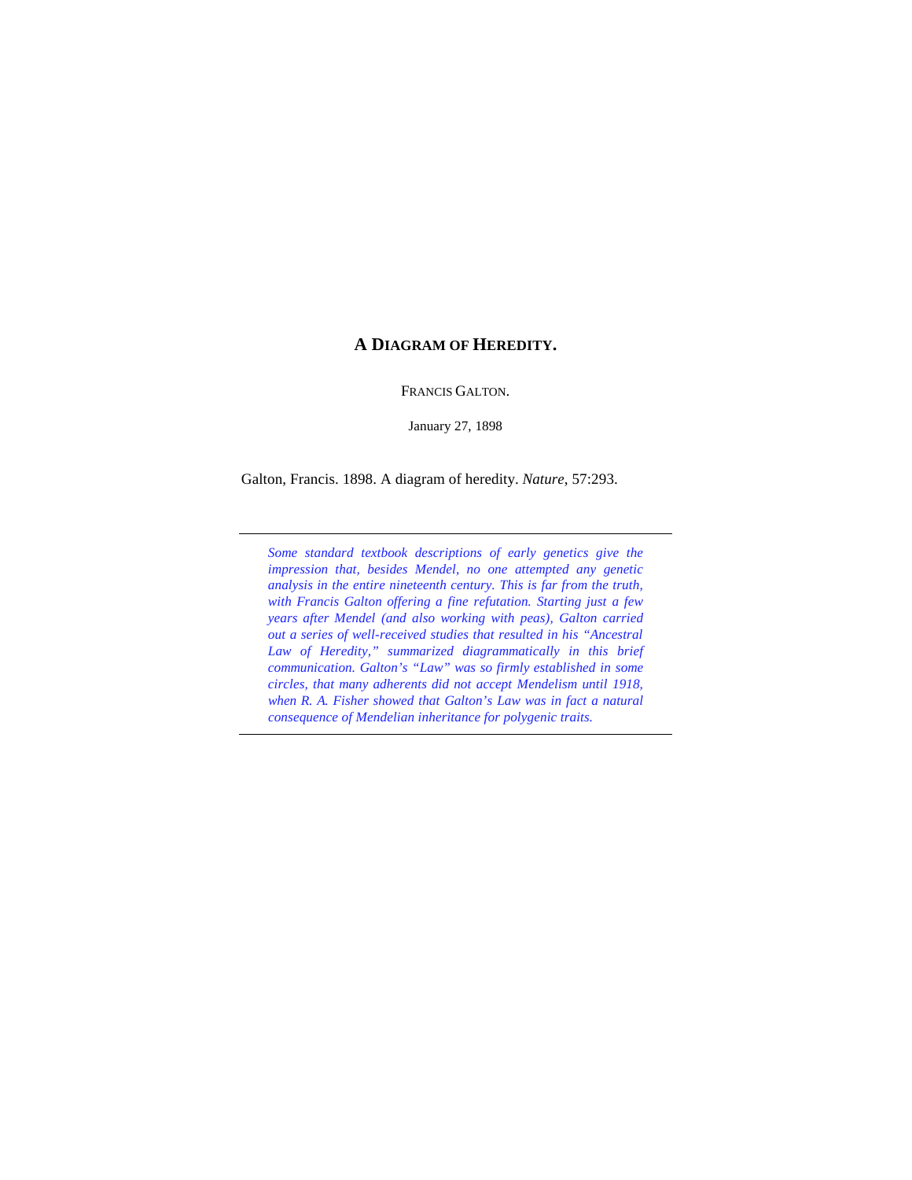# A DIAGRAM OF HEREDITY.

FRANCIS GALTON.

January 27, 1898

Galton, Francis. 1898. A diagram of heredity. *Nature*, 57:293.

---

*Some standard textbook descriptions of early genetics give the impression that, besides Mendel, no one attempted any genetic analysis in the entire nineteenth century. This is far from the truth, with Francis Galton offering a fine refutation. Starting just a few years after Mendel (and also working with peas), Galton carried out a series of well-received studies that resulted in his "Ancestral Law of Heredity," summarized diagrammatically in this brief communication. Galton's "Law" was so firmly established in some circles, that many adherents did not accept Mendelism until 1918, when R. A. Fisher showed that Galton's Law was in fact a natural consequence of Mendelian inheritance for polygenic traits.*

---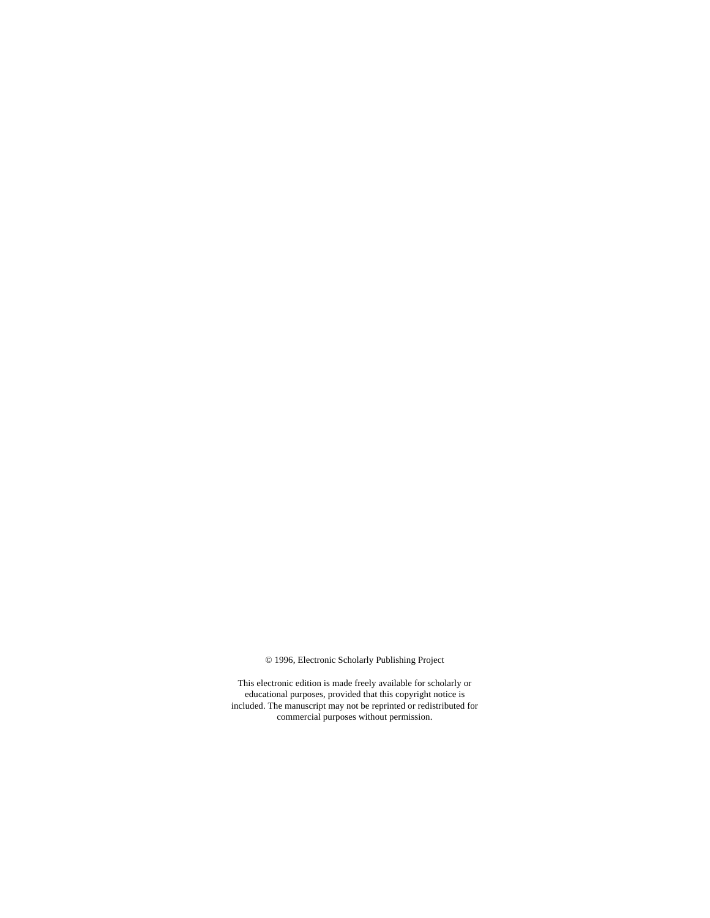© 1996, Electronic Scholarly Publishing Project

This electronic edition is made freely available for scholarly or educational purposes, provided that this copyright notice is included. The manuscript may not be reprinted or redistributed for commercial purposes without permission.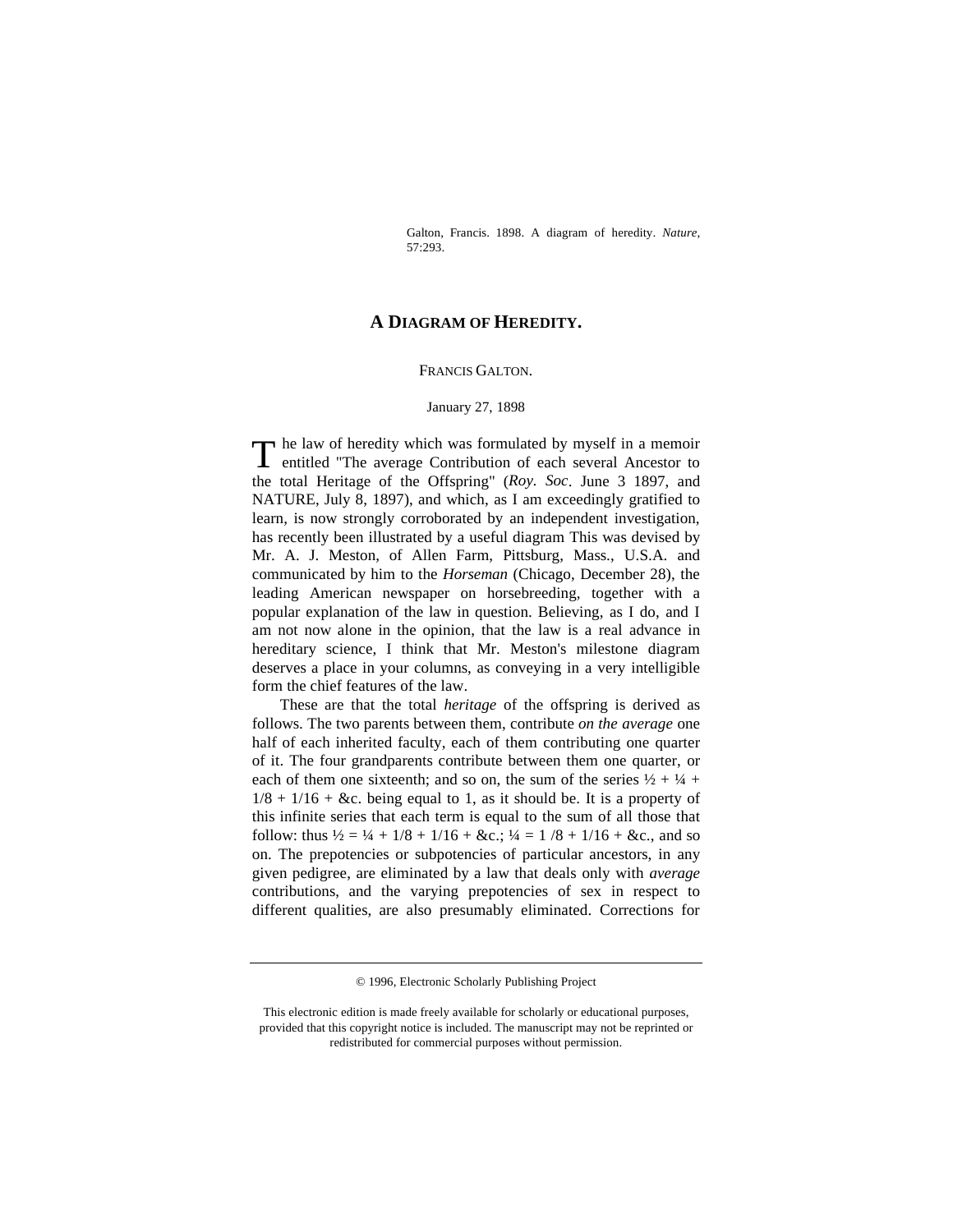Galton, Francis. 1898. A diagram of heredity. *Nature*, 57:293.

# A DIAGRAM OF HEREDITY.

FRANCIS GALTON.

January 27, 1898

The law of heredity which was formulated by myself in a memoir entitled "The average Contribution of each several Ancestor to the total Heritage of the Offspring" (*Roy. Soc*. June 3 1897, and NATURE, July 8, 1897), and which, as I am exceedingly gratified to learn, is now strongly corroborated by an independent investigation, has recently been illustrated by a useful diagram This was devised by Mr. A. J. Meston, of Allen Farm, Pittsburg, Mass., U.S.A. and communicated by him to the *Horseman* (Chicago, December 28), the leading American newspaper on horsebreeding, together with a popular explanation of the law in question. Believing, as I do, and I am not now alone in the opinion, that the law is a real advance in hereditary science, I think that Mr. Meston's milestone diagram deserves a place in your columns, as conveying in a very intelligible form the chief features of the law.

These are that the total *heritage* of the offspring is derived as follows. The two parents between them, contribute *on the average* one half of each inherited faculty, each of them contributing one quarter of it. The four grandparents contribute between them one quarter, or each of them one sixteenth; and so on, the sum of the series ½ + ¼ + 1/8 + 1/16 + &c. being equal to 1, as it should be. It is a property of this infinite series that each term is equal to the sum of all those that follow: thus ½ = ¼ + 1/8 + 1/16 + &c.; ¼ = 1 /8 + 1/16 + &c., and so on. The prepotencies or subpotencies of particular ancestors, in any given pedigree, are eliminated by a law that deals only with *average* contributions, and the varying prepotencies of sex in respect to different qualities, are also presumably eliminated. Corrections for

© 1996, Electronic Scholarly Publishing Project

This electronic edition is made freely available for scholarly or educational purposes, provided that this copyright notice is included. The manuscript may not be reprinted or redistributed for commercial purposes without permission.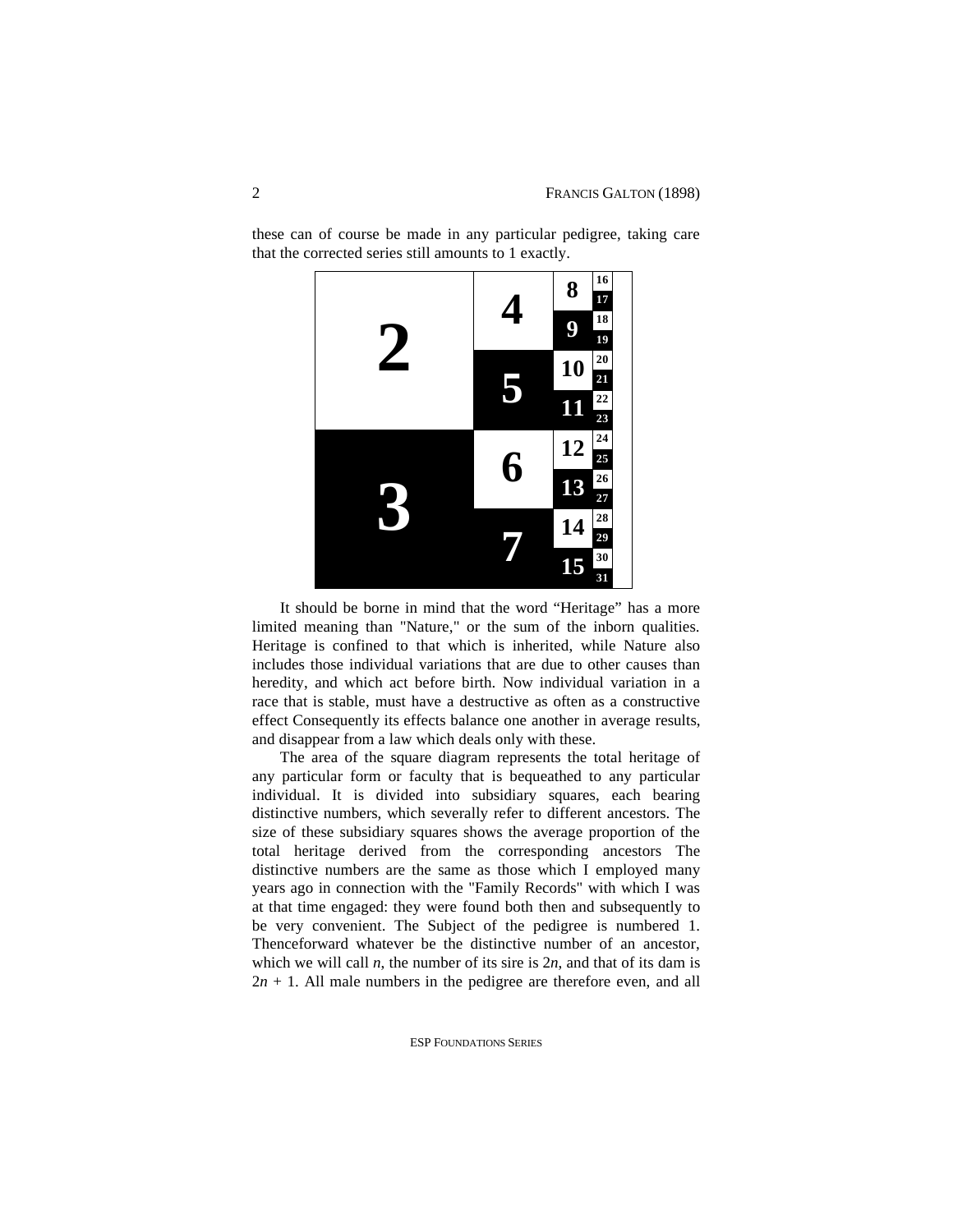these can of course be made in any particular pedigree, taking care that the corrected series still amounts to 1 exactly.

It should be borne in mind that the word “Heritage” has a more limited meaning than "Nature," or the sum of the inborn qualities. Heritage is confined to that which is inherited, while Nature also includes those individual variations that are due to other causes than heredity, and which act before birth. Now individual variation in a race that is stable, must have a destructive as often as a constructive effect Consequently its effects balance one another in average results, and disappear from a law which deals only with these.

The area of the square diagram represents the total heritage of any particular form or faculty that is bequeathed to any particular individual. It is divided into subsidiary squares, each bearing distinctive numbers, which severally refer to different ancestors. The size of these subsidiary squares shows the average proportion of the total heritage derived from the corresponding ancestors The distinctive numbers are the same as those which I employed many years ago in connection with the "Family Records" with which I was at that time engaged: they were found both then and subsequently to be very convenient. The Subject of the pedigree is numbered 1. Thenceforward whatever be the distinctive number of an ancestor, which we will call $n$, the number of its sire is $2n$, and that of its dam is $2n + 1$. All male numbers in the pedigree are therefore even, and all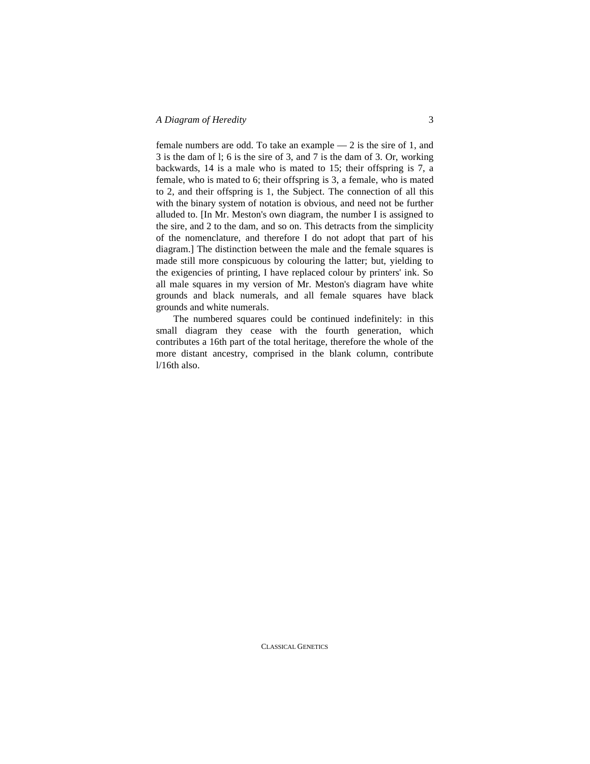female numbers are odd. To take an example — 2 is the sire of 1, and 3 is the dam of l; 6 is the sire of 3, and 7 is the dam of 3. Or, working backwards, 14 is a male who is mated to 15; their offspring is 7, a female, who is mated to 6; their offspring is 3, a female, who is mated to 2, and their offspring is 1, the Subject. The connection of all this with the binary system of notation is obvious, and need not be further alluded to. [In Mr. Meston's own diagram, the number I is assigned to the sire, and 2 to the dam, and so on. This detracts from the simplicity of the nomenclature, and therefore I do not adopt that part of his diagram.] The distinction between the male and the female squares is made still more conspicuous by colouring the latter; but, yielding to the exigencies of printing, I have replaced colour by printers' ink. So all male squares in my version of Mr. Meston's diagram have white grounds and black numerals, and all female squares have black grounds and white numerals.

The numbered squares could be continued indefinitely: in this small diagram they cease with the fourth generation, which contributes a 16th part of the total heritage, therefore the whole of the more distant ancestry, comprised in the blank column, contribute l/16th also.